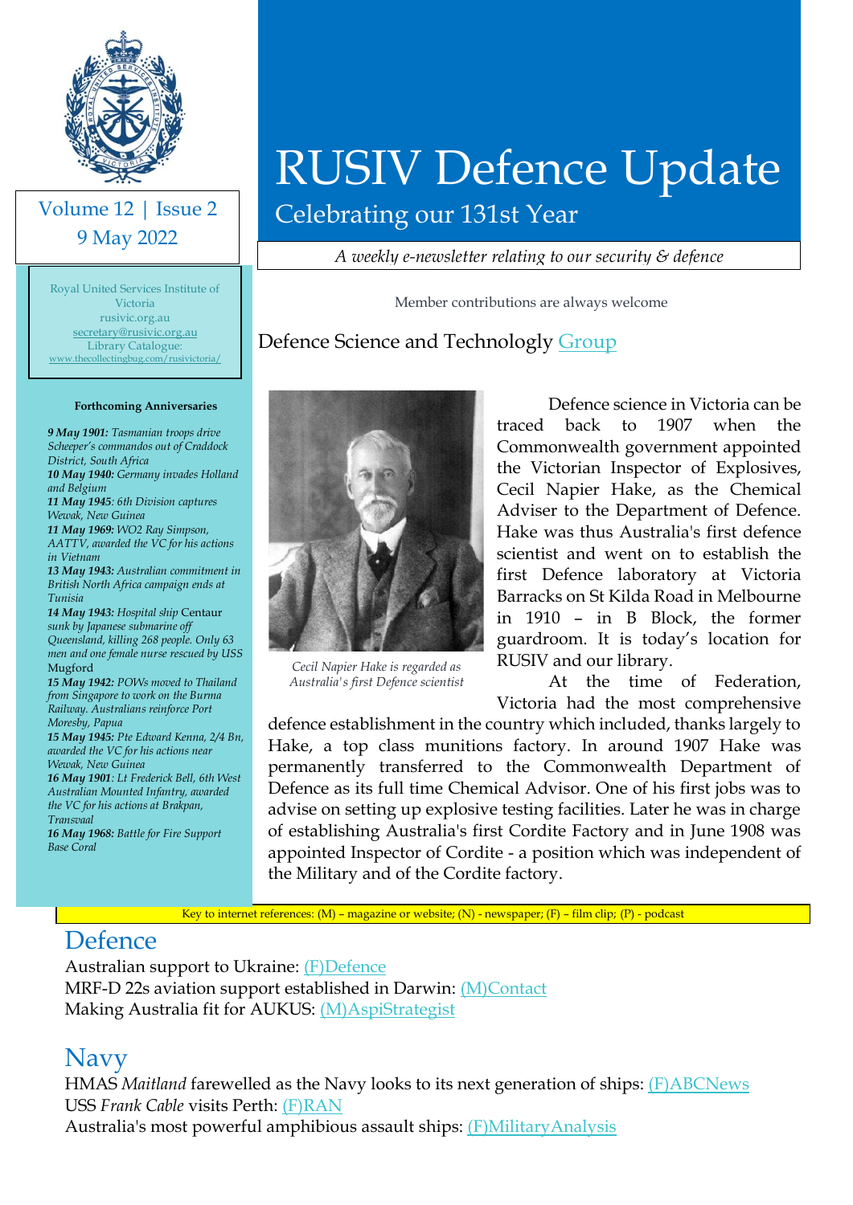# RUSIV Defence Update

## Celebrating our 131st Year

*A weekly e-newsletter relating to our security & defence*

Volume 12 | Issue 2
9 May 2022

Royal United Services Institute of Victoria
rusivic.org.au
secretary@rusivic.org.au
Library Catalogue:
www.thecollectingbug.com/rusivictoria/

**Forthcoming Anniversaries**

***9 May 1901:*** *Tasmanian troops drive Scheeper's commandos out of Craddock District, South Africa*
***10 May 1940:*** *Germany invades Holland and Belgium*
***11 May 1945****: 6th Division captures Wewak, New Guinea*
***11 May 1969:*** *WO2 Ray Simpson, AATTV, awarded the VC for his actions in Vietnam*
***13 May 1943:*** *Australian commitment in British North Africa campaign ends at Tunisia*
***14 May 1943:*** *Hospital ship* Centaur *sunk by Japanese submarine off Queensland, killing 268 people. Only 63 men and one female nurse rescued by USS* Mugford
***15 May 1942:*** *POWs moved to Thailand from Singapore to work on the Burma Railway. Australians reinforce Port Moresby, Papua*
***15 May 1945:*** *Pte Edward Kenna, 2/4 Bn, awarded the VC for his actions near Wewak, New Guinea*
***16 May 1901****: Lt Frederick Bell, 6th West Australian Mounted Infantry, awarded the VC for his actions at Brakpan, Transvaal*
***16 May 1968:*** *Battle for Fire Support Base Coral*

Member contributions are always welcome

## Defence Science and Technology Group

*Cecil Napier Hake is regarded as Australia's first Defence scientist*

Defence science in Victoria can be traced back to 1907 when the Commonwealth government appointed the Victorian Inspector of Explosives, Cecil Napier Hake, as the Chemical Adviser to the Department of Defence. Hake was thus Australia's first defence scientist and went on to establish the first Defence laboratory at Victoria Barracks on St Kilda Road in Melbourne in 1910 – in B Block, the former guardroom. It is today's location for RUSIV and our library.

At the time of Federation, Victoria had the most comprehensive defence establishment in the country which included, thanks largely to Hake, a top class munitions factory. In around 1907 Hake was permanently transferred to the Commonwealth Department of Defence as its full time Chemical Advisor. One of his first jobs was to advise on setting up explosive testing facilities. Later he was in charge of establishing Australia's first Cordite Factory and in June 1908 was appointed Inspector of Cordite - a position which was independent of the Military and of the Cordite factory.

Key to internet references: (M) – magazine or website; (N) - newspaper; (F) – film clip; (P) - podcast

## Defence

Australian support to Ukraine: (F)Defence
MRF-D 22s aviation support established in Darwin: (M)Contact
Making Australia fit for AUKUS: (M)AspiStrategist

## Navy

HMAS *Maitland* farewelled as the Navy looks to its next generation of ships: (F)ABCNews
USS *Frank Cable* visits Perth: (F)RAN
Australia's most powerful amphibious assault ships: (F)MilitaryAnalysis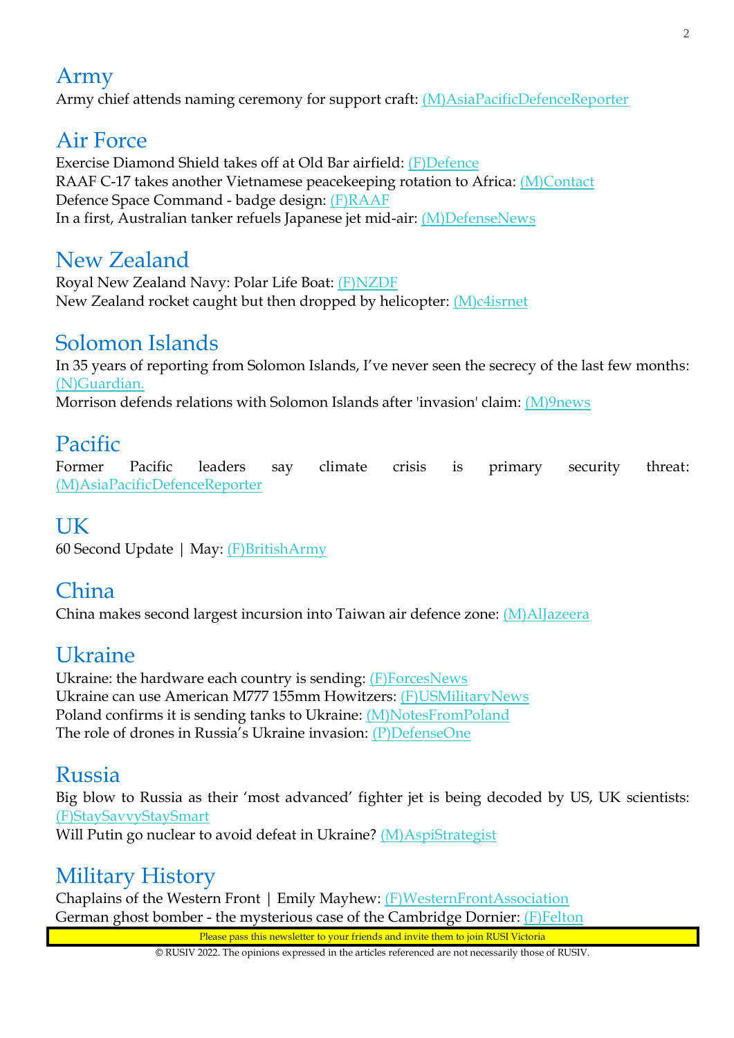## Army

Army chief attends naming ceremony for support craft: (M)AsiaPacificDefenceReporter

## Air Force

Exercise Diamond Shield takes off at Old Bar airfield: (F)Defence
RAAF C-17 takes another Vietnamese peacekeeping rotation to Africa: (M)Contact
Defence Space Command - badge design: (F)RAAF
In a first, Australian tanker refuels Japanese jet mid-air: (M)DefenseNews

## New Zealand

Royal New Zealand Navy: Polar Life Boat: (F)NZDF
New Zealand rocket caught but then dropped by helicopter: (M)c4isrnet

## Solomon Islands

In 35 years of reporting from Solomon Islands, I've never seen the secrecy of the last few months: (N)Guardian.
Morrison defends relations with Solomon Islands after 'invasion' claim: (M)9news

## Pacific

Former Pacific leaders say climate crisis is primary security threat: (M)AsiaPacificDefenceReporter

## UK

60 Second Update | May: (F)BritishArmy

## China

China makes second largest incursion into Taiwan air defence zone: (M)AlJazeera

## Ukraine

Ukraine: the hardware each country is sending: (F)ForcesNews
Ukraine can use American M777 155mm Howitzers: (F)USMilitaryNews
Poland confirms it is sending tanks to Ukraine: (M)NotesFromPoland
The role of drones in Russia's Ukraine invasion: (P)DefenseOne

## Russia

Big blow to Russia as their 'most advanced' fighter jet is being decoded by US, UK scientists: (F)StaySavvyStaySmart
Will Putin go nuclear to avoid defeat in Ukraine? (M)AspiStrategist

## Military History

Chaplains of the Western Front | Emily Mayhew: (F)WesternFrontAssociation
German ghost bomber - the mysterious case of the Cambridge Dornier: (F)Felton

Please pass this newsletter to your friends and invite them to join RUSI Victoria

© RUSIV 2022. The opinions expressed in the articles referenced are not necessarily those of RUSIV.